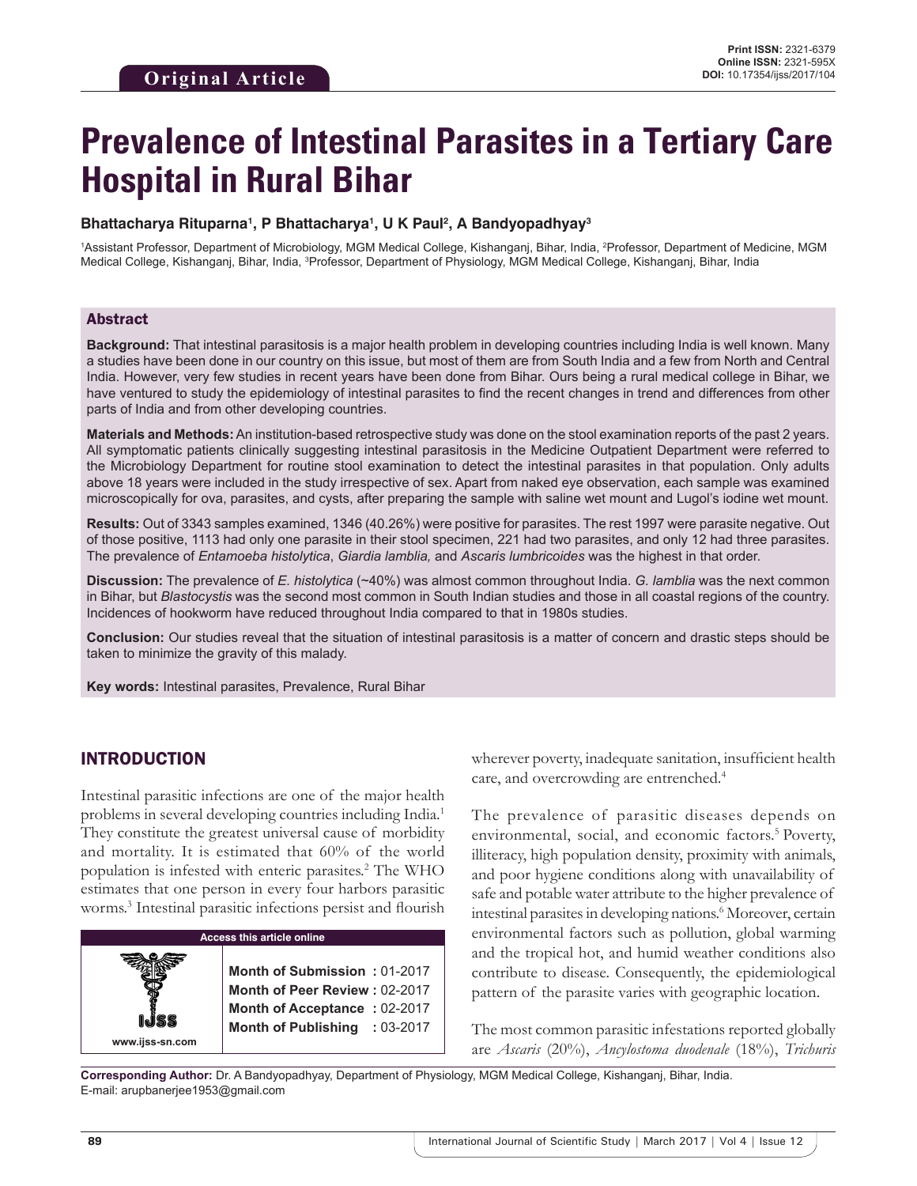**Original Article**

Print ISSN: 2321-6379
Online ISSN: 2321-595X
DOI: 10.17354/ijss/2017/104

# Prevalence of Intestinal Parasites in a Tertiary Care Hospital in Rural Bihar

**Bhattacharya Rituparna[1], P Bhattacharya[1], U K Paul[2], A Bandyopadhyay[3]**

[1]Assistant Professor, Department of Microbiology, MGM Medical College, Kishanganj, Bihar, India, [2]Professor, Department of Medicine, MGM Medical College, Kishanganj, Bihar, India, [3]Professor, Department of Physiology, MGM Medical College, Kishanganj, Bihar, India

## Abstract

**Background:** That intestinal parasitosis is a major health problem in developing countries including India is well known. Many a studies have been done in our country on this issue, but most of them are from South India and a few from North and Central India. However, very few studies in recent years have been done from Bihar. Ours being a rural medical college in Bihar, we have ventured to study the epidemiology of intestinal parasites to find the recent changes in trend and differences from other parts of India and from other developing countries.

**Materials and Methods:** An institution-based retrospective study was done on the stool examination reports of the past 2 years. All symptomatic patients clinically suggesting intestinal parasitosis in the Medicine Outpatient Department were referred to the Microbiology Department for routine stool examination to detect the intestinal parasites in that population. Only adults above 18 years were included in the study irrespective of sex. Apart from naked eye observation, each sample was examined microscopically for ova, parasites, and cysts, after preparing the sample with saline wet mount and Lugol's iodine wet mount.

**Results:** Out of 3343 samples examined, 1346 (40.26%) were positive for parasites. The rest 1997 were parasite negative. Out of those positive, 1113 had only one parasite in their stool specimen, 221 had two parasites, and only 12 had three parasites. The prevalence of *Entamoeba histolytica*, *Giardia lamblia,* and *Ascaris lumbricoides* was the highest in that order.

**Discussion:** The prevalence of *E. histolytica* (~40%) was almost common throughout India. *G. lamblia* was the next common in Bihar, but *Blastocystis* was the second most common in South Indian studies and those in all coastal regions of the country. Incidences of hookworm have reduced throughout India compared to that in 1980s studies.

**Conclusion:** Our studies reveal that the situation of intestinal parasitosis is a matter of concern and drastic steps should be taken to minimize the gravity of this malady.

**Key words:** Intestinal parasites, Prevalence, Rural Bihar

## INTRODUCTION

Intestinal parasitic infections are one of the major health problems in several developing countries including India.[1] They constitute the greatest universal cause of morbidity and mortality. It is estimated that 60% of the world population is infested with enteric parasites.[2] The WHO estimates that one person in every four harbors parasitic worms.[3] Intestinal parasitic infections persist and flourish wherever poverty, inadequate sanitation, insufficient health care, and overcrowding are entrenched.[4]

The prevalence of parasitic diseases depends on environmental, social, and economic factors.[5] Poverty, illiteracy, high population density, proximity with animals, and poor hygiene conditions along with unavailability of safe and potable water attribute to the higher prevalence of intestinal parasites in developing nations.[6] Moreover, certain environmental factors such as pollution, global warming and the tropical hot, and humid weather conditions also contribute to disease. Consequently, the epidemiological pattern of the parasite varies with geographic location.

The most common parasitic infestations reported globally are *Ascaris* (20%), *Ancylostoma duodenale* (18%), *Trichuris*

**Access this article online**

www.ijss-sn.com

**Month of Submission :** 01-2017
**Month of Peer Review :** 02-2017
**Month of Acceptance :** 02-2017
**Month of Publishing :** 03-2017

**Corresponding Author:** Dr. A Bandyopadhyay, Department of Physiology, MGM Medical College, Kishanganj, Bihar, India. E-mail: arupbanerjee1953@gmail.com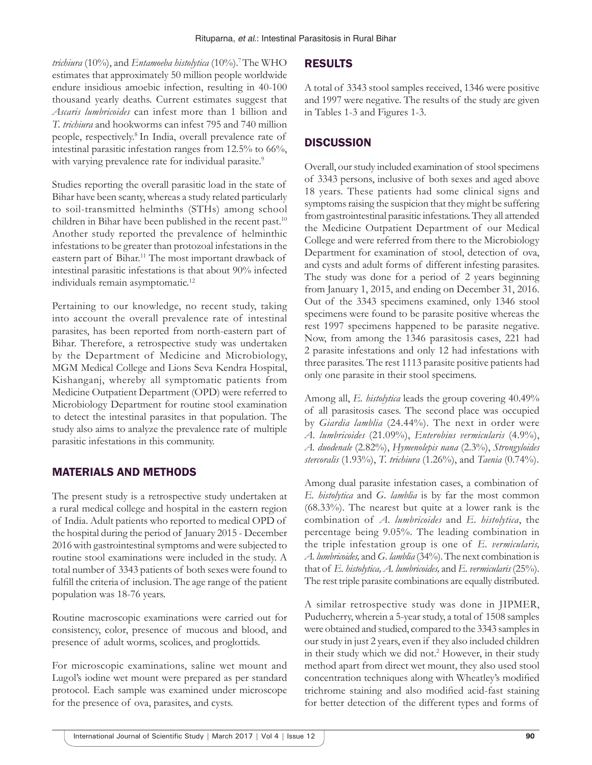*trichiura* (10%), and *Entamoeba histolytica* (10%).[7] The WHO estimates that approximately 50 million people worldwide endure insidious amoebic infection, resulting in 40-100 thousand yearly deaths. Current estimates suggest that *Ascaris lumbricoides* can infest more than 1 billion and *T. trichiura* and hookworms can infest 795 and 740 million people, respectively.[8] In India, overall prevalence rate of intestinal parasitic infestation ranges from 12.5% to 66%, with varying prevalence rate for individual parasite.[9]

Studies reporting the overall parasitic load in the state of Bihar have been scanty, whereas a study related particularly to soil-transmitted helminths (STHs) among school children in Bihar have been published in the recent past.[10] Another study reported the prevalence of helminthic infestations to be greater than protozoal infestations in the eastern part of Bihar.[11] The most important drawback of intestinal parasitic infestations is that about 90% infected individuals remain asymptomatic.[12]

Pertaining to our knowledge, no recent study, taking into account the overall prevalence rate of intestinal parasites, has been reported from north-eastern part of Bihar. Therefore, a retrospective study was undertaken by the Department of Medicine and Microbiology, MGM Medical College and Lions Seva Kendra Hospital, Kishanganj, whereby all symptomatic patients from Medicine Outpatient Department (OPD) were referred to Microbiology Department for routine stool examination to detect the intestinal parasites in that population. The study also aims to analyze the prevalence rate of multiple parasitic infestations in this community.

## MATERIALS AND METHODS

The present study is a retrospective study undertaken at a rural medical college and hospital in the eastern region of India. Adult patients who reported to medical OPD of the hospital during the period of January 2015 - December 2016 with gastrointestinal symptoms and were subjected to routine stool examinations were included in the study. A total number of 3343 patients of both sexes were found to fulfill the criteria of inclusion. The age range of the patient population was 18-76 years.

Routine macroscopic examinations were carried out for consistency, color, presence of mucous and blood, and presence of adult worms, scolices, and proglottids.

For microscopic examinations, saline wet mount and Lugol's iodine wet mount were prepared as per standard protocol. Each sample was examined under microscope for the presence of ova, parasites, and cysts.

## RESULTS

A total of 3343 stool samples received, 1346 were positive and 1997 were negative. The results of the study are given in Tables 1-3 and Figures 1-3.

## DISCUSSION

Overall, our study included examination of stool specimens of 3343 persons, inclusive of both sexes and aged above 18 years. These patients had some clinical signs and symptoms raising the suspicion that they might be suffering from gastrointestinal parasitic infestations. They all attended the Medicine Outpatient Department of our Medical College and were referred from there to the Microbiology Department for examination of stool, detection of ova, and cysts and adult forms of different infesting parasites. The study was done for a period of 2 years beginning from January 1, 2015, and ending on December 31, 2016. Out of the 3343 specimens examined, only 1346 stool specimens were found to be parasite positive whereas the rest 1997 specimens happened to be parasite negative. Now, from among the 1346 parasitosis cases, 221 had 2 parasite infestations and only 12 had infestations with three parasites. The rest 1113 parasite positive patients had only one parasite in their stool specimens.

Among all, *E. histolytica* leads the group covering 40.49% of all parasitosis cases. The second place was occupied by *Giardia lamblia* (24.44%). The next in order were *A. lumbricoides* (21.09%), *Enterobius vermicularis* (4.9%), *A. duodenale* (2.82%), *Hymenolepis nana* (2.3%), *Strongyloides stercoralis* (1.93%), *T. trichiura* (1.26%), and *Taenia* (0.74%).

Among dual parasite infestation cases, a combination of *E. histolytica* and *G. lamblia* is by far the most common (68.33%). The nearest but quite at a lower rank is the combination of *A. lumbricoides* and *E. histolytica*, the percentage being 9.05%. The leading combination in the triple infestation group is one of *E. vermicularis, A. lumbricoides,* and *G. lamblia* (34%). The next combination is that of *E. histolytica, A. lumbricoides,* and *E. vermicularis* (25%). The rest triple parasite combinations are equally distributed.

A similar retrospective study was done in JIPMER, Puducherry, wherein a 5-year study, a total of 1508 samples were obtained and studied, compared to the 3343 samples in our study in just 2 years, even if they also included children in their study which we did not.[2] However, in their study method apart from direct wet mount, they also used stool concentration techniques along with Wheatley's modified trichrome staining and also modified acid-fast staining for better detection of the different types and forms of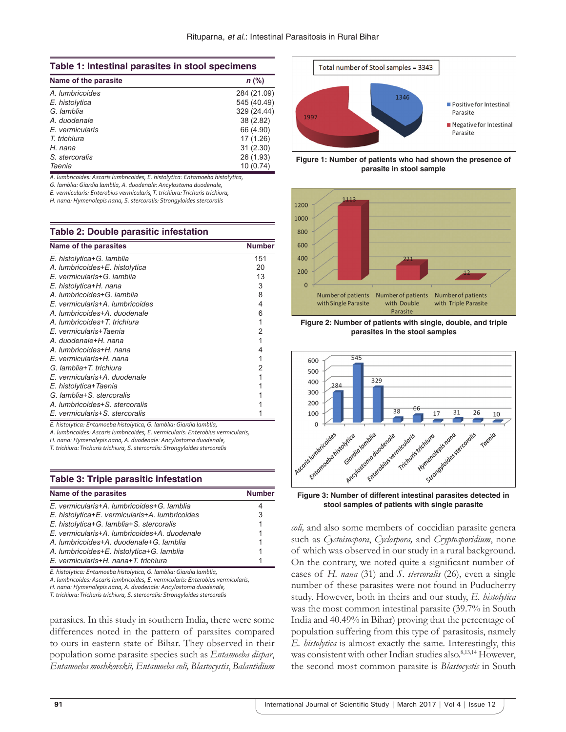**Table 1: Intestinal parasites in stool specimens**

| Name of the parasite | n (%) |
|---|---|
| *A. lumbricoides* | 284 (21.09) |
| *E. histolytica* | 545 (40.49) |
| *G. lamblia* | 329 (24.44) |
| *A. duodene* | 38 (2.82) |
| *E. vermicularis* | 66 (4.90) |
| *T. trichiura* | 17 (1.26) |
| *H. nana* | 31 (2.30) |
| *S. stercoralis* | 26 (1.93) |
| *Taenia* | 10 (0.74) |

*A. lumbricoides: Ascaris lumbricoides, E. histolytica: Entamoeba histolytica, G. lamblia: Giardia lamblia, A. duodene: Ancylostoma duodenale, E. vermicularis: Enterobius vermicularis, T. trichiura: Trichuris trichiura, H. nana: Hymenolepis nana, S. stercoralis: Strongyloides stercoralis*

**Table 2: Double parasitic infestation**

| Name of the parasites | Number |
|---|---|
| *E. histolytica+G. lamblia* | 151 |
| *A. lumbricoides+E. histolytica* | 20 |
| *E. vermicularis+G. lamblia* | 13 |
| *E. histolytica+H. nana* | 3 |
| *A. lumbricoides+G. lamblia* | 8 |
| *E. vermicularis+A. lumbricoides* | 4 |
| *A. lumbricoides+A. duodene* | 6 |
| *A. lumbricoides+T. trichiura* | 1 |
| *E. vermicularis+Taenia* | 2 |
| *A. duodenale+H. nana* | 1 |
| *A. lumbricoides+H. nana* | 4 |
| *E. vermicularis+H. nana* | 1 |
| *G. lamblia+T. trichiura* | 2 |
| *E. vermicularis+A. duodene* | 1 |
| *E. histolytica+Taenia* | 1 |
| *G. lamblia+S. stercoralis* | 1 |
| *A. lumbricoides+S. stercoralis* | 1 |
| *E. vermicularis+S. stercoralis* | 1 |

*E. histolytica: Entamoeba histolytica, G. lamblia: Giardia lamblia, A. lumbricoides: Ascaris lumbricoides, E. vermicularis: Enterobius vermicularis, H. nana: Hymenolepis nana, A. duodene: Ancylostoma duodenale, T. trichiura: Trichuris trichiura, S. stercoralis: Strongyloides stercoralis*

**Table 3: Triple parasitic infestation**

| Name of the parasites | Number |
|---|---|
| *E. vermicularis+A. lumbricoides+G. lamblia* | 4 |
| *E. histolytica+E. vermicularis+A. lumbricoides* | 3 |
| *E. histolytica+G. lamblia+S. stercoralis* | 1 |
| *E. vermicularis+A. lumbricoides+A. duodene* | 1 |
| *A. lumbricoides+A. duodenale+G. lamblia* | 1 |
| *A. lumbricoides+E. histolytica+G. lamblia* | 1 |
| *E. vermicularis+H. nana+T. trichiura* | 1 |

*E. histolytica: Entamoeba histolytica, G. lamblia: Giardia lamblia, A. lumbricoides: Ascaris lumbricoides, E. vermicularis: Enterobius vermicularis, H. nana: Hymenolepis nana, A. duodene: Ancylostoma duodenale, T. trichiura: Trichuris trichiura, S. stercoralis: Strongyloides stercoralis*

parasites. In this study in southern India, there were some differences noted in the pattern of parasites compared to ours in eastern state of Bihar. They observed in their population some parasite species such as *Entamoeba dispar, Entamoeba moshkovskii, Entamoeba coli, Blastocystis, Balantidium coli,* and also some members of coccidian parasite genera such as *Cystoisospora, Cyclospora,* and *Cryptosporidium*, none of which was observed in our study in a rural background. On the contrary, we noted quite a significant number of cases of *H. nana* (31) and *S. stercoralis* (26), even a single number of these parasites were not found in Puducherry study. However, both in theirs and our study, *E. histolytica* was the most common intestinal parasite (39.7% in South India and 40.49% in Bihar) proving that the percentage of population suffering from this type of parasitosis, namely *E. histolytica* is almost exactly the same. Interestingly, this was consistent with other Indian studies also.[8,13,14] However, the second most common parasite is *Blastocystis* in South

Total number of Stool samples = 3343

1346

1997

Positive for Intestinal Parasite

Negative for Intestinal Parasite

Figure 1: Number of patients who had shown the presence of parasite in stool sample

1200
1000
800
600
400
200
0

1113

221

12

Number of patients with Single Parasite

Number of patients with Double Parasite

Number of patients with Triple Parasite

Figure 2: Number of patients with single, double, and triple parasites in the stool samples

600
500
400
300
200
100
0

284
545
329
38
66
17
31
26
10

Ascaris lumbricoides
Entamoeba histolytica
Giardia lamblia
Ancylostoma duodenale
Enterobius vermicularis
Trichuris trichiura
Hymenolepis nana
Strongyloides stercoralis
Taenia

Figure 3: Number of different intestinal parasites detected in stool samples of patients with single parasite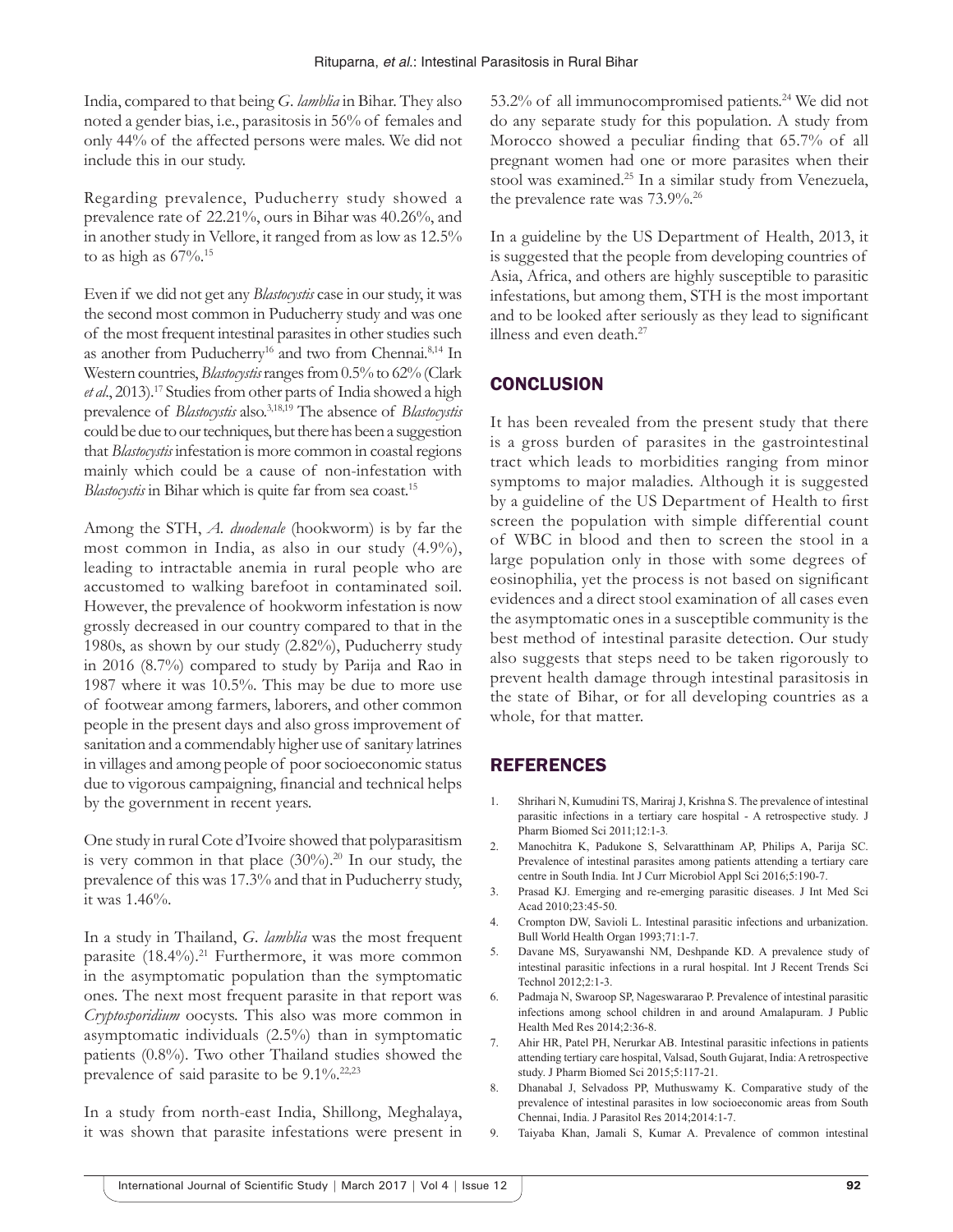India, compared to that being *G. lamblia* in Bihar. They also noted a gender bias, i.e., parasitosis in 56% of females and only 44% of the affected persons were males. We did not include this in our study.

Regarding prevalence, Puducherry study showed a prevalence rate of 22.21%, ours in Bihar was 40.26%, and in another study in Vellore, it ranged from as low as 12.5% to as high as 67%.[15]

Even if we did not get any *Blastocystis* case in our study, it was the second most common in Puducherry study and was one of the most frequent intestinal parasites in other studies such as another from Puducherry[16] and two from Chennai.[8,14] In Western countries, *Blastocystis* ranges from 0.5% to 62% (Clark *et al*., 2013).[17] Studies from other parts of India showed a high prevalence of *Blastocystis* also.[3,18,19] The absence of *Blastocystis* could be due to our techniques, but there has been a suggestion that *Blastocystis* infestation is more common in coastal regions mainly which could be a cause of non-infestation with *Blastocystis* in Bihar which is quite far from sea coast.[15]

Among the STH, *A. duodenale* (hookworm) is by far the most common in India, as also in our study (4.9%), leading to intractable anemia in rural people who are accustomed to walking barefoot in contaminated soil. However, the prevalence of hookworm infestation is now grossly decreased in our country compared to that in the 1980s, as shown by our study (2.82%), Puducherry study in 2016 (8.7%) compared to study by Parija and Rao in 1987 where it was 10.5%. This may be due to more use of footwear among farmers, laborers, and other common people in the present days and also gross improvement of sanitation and a commendably higher use of sanitary latrines in villages and among people of poor socioeconomic status due to vigorous campaigning, financial and technical helps by the government in recent years.

One study in rural Cote d'Ivoire showed that polyparasitism is very common in that place (30%).[20] In our study, the prevalence of this was 17.3% and that in Puducherry study, it was 1.46%.

In a study in Thailand, *G. lamblia* was the most frequent parasite (18.4%).[21] Furthermore, it was more common in the asymptomatic population than the symptomatic ones. The next most frequent parasite in that report was *Cryptosporidium* oocysts. This also was more common in asymptomatic individuals (2.5%) than in symptomatic patients (0.8%). Two other Thailand studies showed the prevalence of said parasite to be 9.1%.[22,23]

In a study from north-east India, Shillong, Meghalaya, it was shown that parasite infestations were present in 53.2% of all immunocompromised patients.[24] We did not do any separate study for this population. A study from Morocco showed a peculiar finding that 65.7% of all pregnant women had one or more parasites when their stool was examined.[25] In a similar study from Venezuela, the prevalence rate was 73.9%.[26]

In a guideline by the US Department of Health, 2013, it is suggested that the people from developing countries of Asia, Africa, and others are highly susceptible to parasitic infestations, but among them, STH is the most important and to be looked after seriously as they lead to significant illness and even death.[27]

## CONCLUSION

It has been revealed from the present study that there is a gross burden of parasites in the gastrointestinal tract which leads to morbidities ranging from minor symptoms to major maladies. Although it is suggested by a guideline of the US Department of Health to first screen the population with simple differential count of WBC in blood and then to screen the stool in a large population only in those with some degrees of eosinophilia, yet the process is not based on significant evidences and a direct stool examination of all cases even the asymptomatic ones in a susceptible community is the best method of intestinal parasite detection. Our study also suggests that steps need to be taken rigorously to prevent health damage through intestinal parasitosis in the state of Bihar, or for all developing countries as a whole, for that matter.

## REFERENCES

1. Shrihari N, Kumudini TS, Mariraj J, Krishna S. The prevalence of intestinal parasitic infections in a tertiary care hospital - A retrospective study. J Pharm Biomed Sci 2011;12:1-3.
2. Manochitra K, Padukone S, Selvaratthinam AP, Philips A, Parija SC. Prevalence of intestinal parasites among patients attending a tertiary care centre in South India. Int J Curr Microbiol Appl Sci 2016;5:190-7.
3. Prasad KJ. Emerging and re-emerging parasitic diseases. J Int Med Sci Acad 2010;23:45-50.
4. Crompton DW, Savioli L. Intestinal parasitic infections and urbanization. Bull World Health Organ 1993;71:1-7.
5. Davane MS, Suryawanshi NM, Deshpande KD. A prevalence study of intestinal parasitic infections in a rural hospital. Int J Recent Trends Sci Technol 2012;2:1-3.
6. Padmaja N, Swaroop SP, Nageswararao P. Prevalence of intestinal parasitic infections among school children in and around Amalapuram. J Public Health Med Res 2014;2:36-8.
7. Ahir HR, Patel PH, Nerurkar AB. Intestinal parasitic infections in patients attending tertiary care hospital, Valsad, South Gujarat, India: A retrospective study. J Pharm Biomed Sci 2015;5:117-21.
8. Dhanabal J, Selvadoss PP, Muthuswamy K. Comparative study of the prevalence of intestinal parasites in low socioeconomic areas from South Chennai, India. J Parasitol Res 2014;2014:1-7.
9. Taiyaba Khan, Jamali S, Kumar A. Prevalence of common intestinal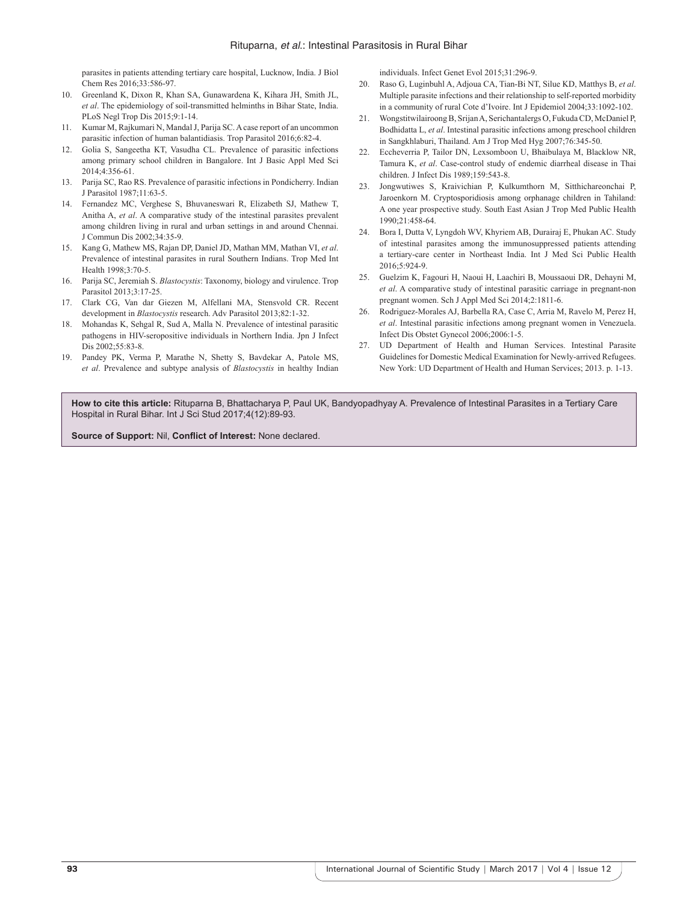parasites in patients attending tertiary care hospital, Lucknow, India. J Biol Chem Res 2016;33:586-97.

10. Greenland K, Dixon R, Khan SA, Gunawardena K, Kihara JH, Smith JL, *et al*. The epidemiology of soil-transmitted helminths in Bihar State, India. PLoS Negl Trop Dis 2015;9:1-14.
11. Kumar M, Rajkumari N, Mandal J, Parija SC. A case report of an uncommon parasitic infection of human balantidiasis. Trop Parasitol 2016;6:82-4.
12. Golia S, Sangeetha KT, Vasudha CL. Prevalence of parasitic infections among primary school children in Bangalore. Int J Basic Appl Med Sci 2014;4:356-61.
13. Parija SC, Rao RS. Prevalence of parasitic infections in Pondicherry. Indian J Parasitol 1987;11:63-5.
14. Fernandez MC, Verghese S, Bhuvaneswari R, Elizabeth SJ, Mathew T, Anitha A, *et al*. A comparative study of the intestinal parasites prevalent among children living in rural and urban settings in and around Chennai. J Commun Dis 2002;34:35-9.
15. Kang G, Mathew MS, Rajan DP, Daniel JD, Mathan MM, Mathan VI, *et al*. Prevalence of intestinal parasites in rural Southern Indians. Trop Med Int Health 1998;3:70-5.
16. Parija SC, Jeremiah S. *Blastocystis*: Taxonomy, biology and virulence. Trop Parasitol 2013;3:17-25.
17. Clark CG, Van dar Giezen M, Alfellani MA, Stensvold CR. Recent development in *Blastocystis* research. Adv Parasitol 2013;82:1-32.
18. Mohandas K, Sehgal R, Sud A, Malla N. Prevalence of intestinal parasitic pathogens in HIV-seropositive individuals in Northern India. Jpn J Infect Dis 2002;55:83-8.
19. Pandey PK, Verma P, Marathe N, Shetty S, Bavdekar A, Patole MS, *et al*. Prevalence and subtype analysis of *Blastocystis* in healthy Indian individuals. Infect Genet Evol 2015;31:296-9.
20. Raso G, Luginbuhl A, Adjoua CA, Tian-Bi NT, Silue KD, Matthys B, *et al*. Multiple parasite infections and their relationship to self-reported morbidity in a community of rural Cote d'Ivoire. Int J Epidemiol 2004;33:1092-102.
21. Wongstitwilairoong B, Srijan A, Serichantalergs O, Fukuda CD, McDaniel P, Bodhidatta L, *et al*. Intestinal parasitic infections among preschool children in Sangkhlaburi, Thailand. Am J Trop Med Hyg 2007;76:345-50.
22. Eccheverria P, Tailor DN, Lexsomboon U, Bhaibulaya M, Blacklow NR, Tamura K, *et al*. Case-control study of endemic diarrheal disease in Thai children. J Infect Dis 1989;159:543-8.
23. Jongwutiwes S, Kraivichian P, Kulkumthorn M, Sitthichareonchai P, Jaroenkorn M. Cryptosporidiosis among orphanage children in Tahiland: A one year prospective study. South East Asian J Trop Med Public Health 1990;21:458-64.
24. Bora I, Dutta V, Lyngdoh WV, Khyriem AB, Durairaj E, Phukan AC. Study of intestinal parasites among the immunosuppressed patients attending a tertiary-care center in Northeast India. Int J Med Sci Public Health 2016;5:924-9.
25. Guelzim K, Fagouri H, Naoui H, Laachiri B, Moussaoui DR, Dehayni M, *et al*. A comparative study of intestinal parasitic carriage in pregnant-non pregnant women. Sch J Appl Med Sci 2014;2:1811-6.
26. Rodriguez-Morales AJ, Barbella RA, Case C, Arria M, Ravelo M, Perez H, *et al*. Intestinal parasitic infections among pregnant women in Venezuela. Infect Dis Obstet Gynecol 2006;2006:1-5.
27. UD Department of Health and Human Services. Intestinal Parasite Guidelines for Domestic Medical Examination for Newly-arrived Refugees. New York: UD Department of Health and Human Services; 2013. p. 1-13.

**How to cite this article:** Rituparna B, Bhattacharya P, Paul UK, Bandyopadhyay A. Prevalence of Intestinal Parasites in a Tertiary Care Hospital in Rural Bihar. Int J Sci Stud 2017;4(12):89-93.

**Source of Support:** Nil, **Conflict of Interest:** None declared.